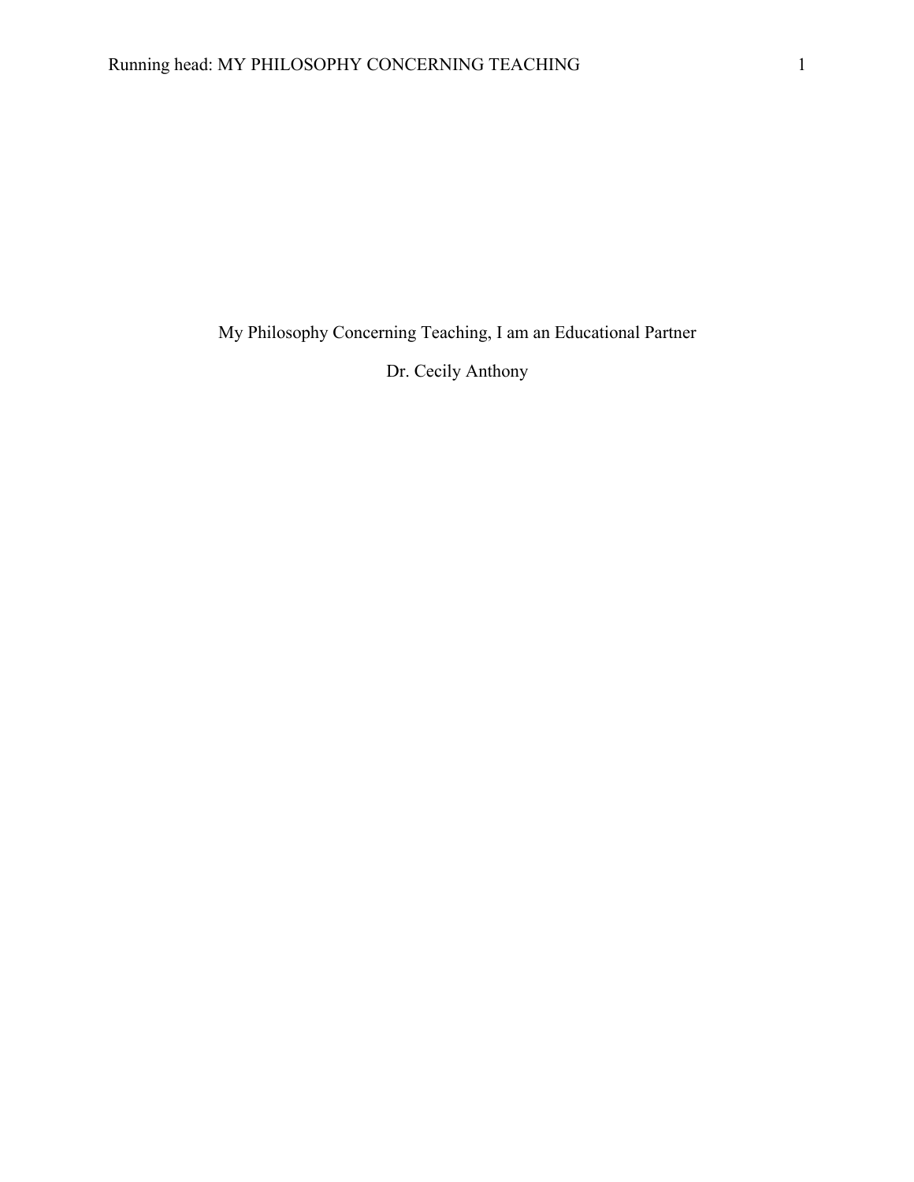# My Philosophy Concerning Teaching, I am an Educational Partner

Dr. Cecily Anthony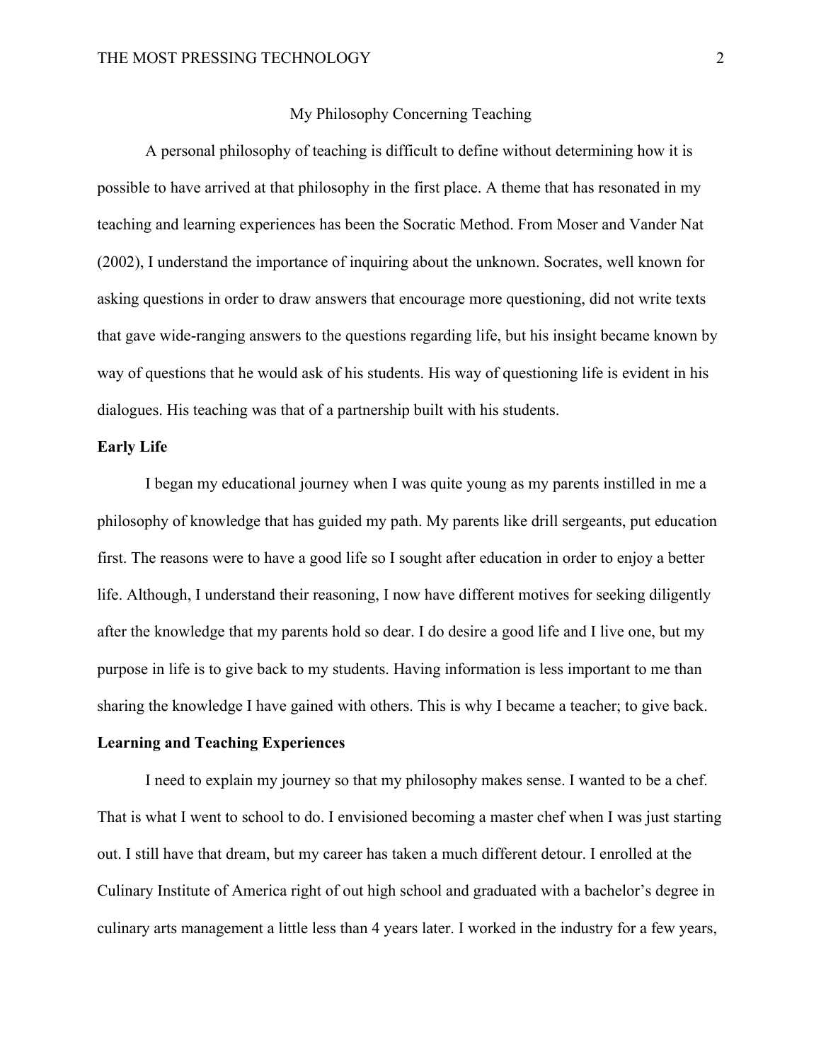My Philosophy Concerning Teaching

A personal philosophy of teaching is difficult to define without determining how it is possible to have arrived at that philosophy in the first place. A theme that has resonated in my teaching and learning experiences has been the Socratic Method. From Moser and Vander Nat (2002), I understand the importance of inquiring about the unknown. Socrates, well known for asking questions in order to draw answers that encourage more questioning, did not write texts that gave wide-ranging answers to the questions regarding life, but his insight became known by way of questions that he would ask of his students. His way of questioning life is evident in his dialogues. His teaching was that of a partnership built with his students.

**Early Life**

I began my educational journey when I was quite young as my parents instilled in me a philosophy of knowledge that has guided my path. My parents like drill sergeants, put education first. The reasons were to have a good life so I sought after education in order to enjoy a better life. Although, I understand their reasoning, I now have different motives for seeking diligently after the knowledge that my parents hold so dear. I do desire a good life and I live one, but my purpose in life is to give back to my students. Having information is less important to me than sharing the knowledge I have gained with others. This is why I became a teacher; to give back.

**Learning and Teaching Experiences**

I need to explain my journey so that my philosophy makes sense. I wanted to be a chef. That is what I went to school to do. I envisioned becoming a master chef when I was just starting out. I still have that dream, but my career has taken a much different detour. I enrolled at the Culinary Institute of America right of out high school and graduated with a bachelor's degree in culinary arts management a little less than 4 years later. I worked in the industry for a few years,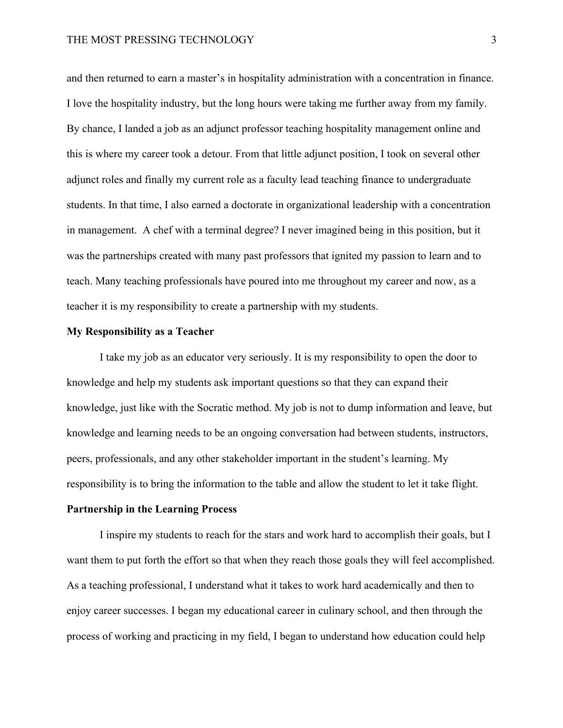and then returned to earn a master's in hospitality administration with a concentration in finance. I love the hospitality industry, but the long hours were taking me further away from my family. By chance, I landed a job as an adjunct professor teaching hospitality management online and this is where my career took a detour. From that little adjunct position, I took on several other adjunct roles and finally my current role as a faculty lead teaching finance to undergraduate students. In that time, I also earned a doctorate in organizational leadership with a concentration in management. A chef with a terminal degree? I never imagined being in this position, but it was the partnerships created with many past professors that ignited my passion to learn and to teach. Many teaching professionals have poured into me throughout my career and now, as a teacher it is my responsibility to create a partnership with my students.

**My Responsibility as a Teacher**

I take my job as an educator very seriously. It is my responsibility to open the door to knowledge and help my students ask important questions so that they can expand their knowledge, just like with the Socratic method. My job is not to dump information and leave, but knowledge and learning needs to be an ongoing conversation had between students, instructors, peers, professionals, and any other stakeholder important in the student's learning. My responsibility is to bring the information to the table and allow the student to let it take flight.

**Partnership in the Learning Process**

I inspire my students to reach for the stars and work hard to accomplish their goals, but I want them to put forth the effort so that when they reach those goals they will feel accomplished. As a teaching professional, I understand what it takes to work hard academically and then to enjoy career successes. I began my educational career in culinary school, and then through the process of working and practicing in my field, I began to understand how education could help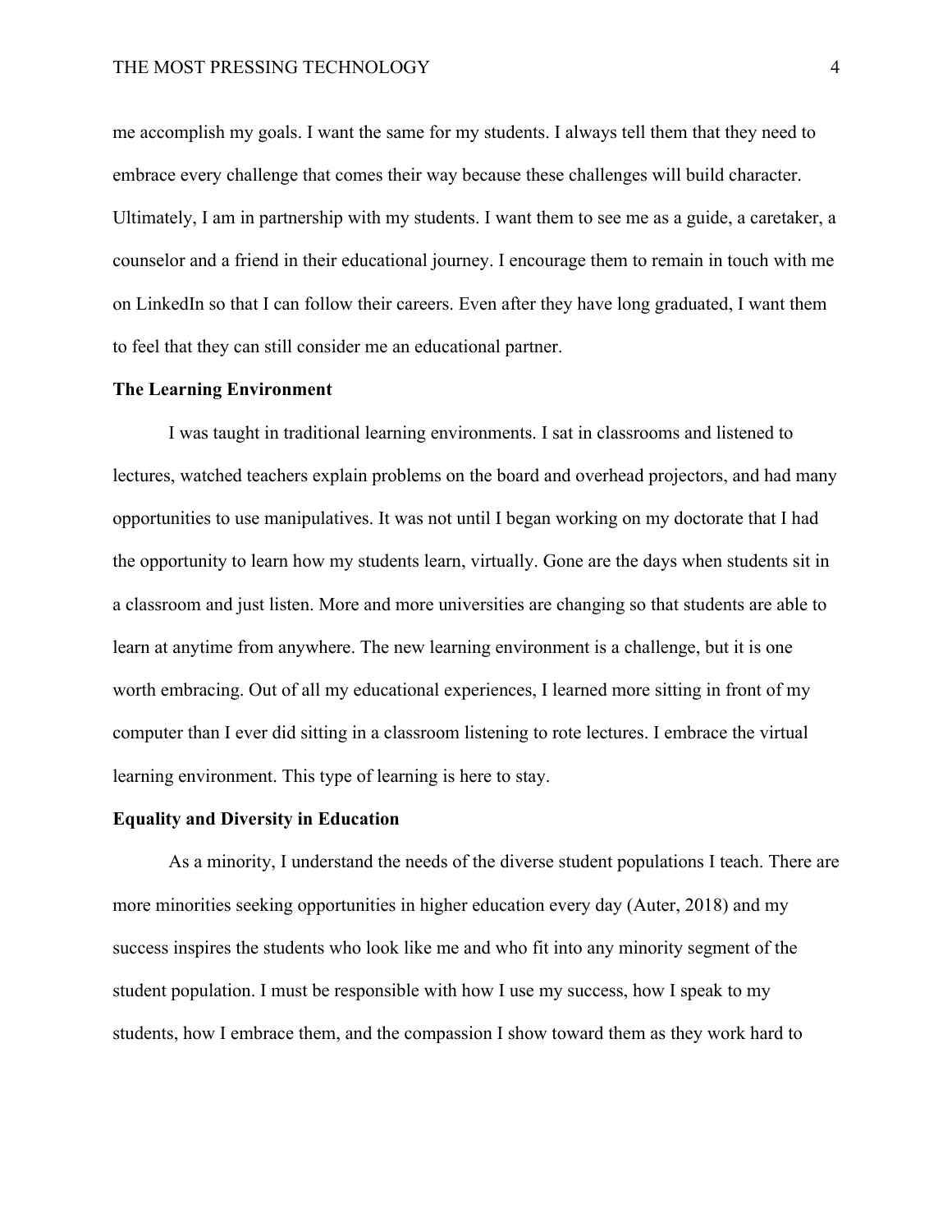me accomplish my goals. I want the same for my students. I always tell them that they need to embrace every challenge that comes their way because these challenges will build character. Ultimately, I am in partnership with my students. I want them to see me as a guide, a caretaker, a counselor and a friend in their educational journey. I encourage them to remain in touch with me on LinkedIn so that I can follow their careers. Even after they have long graduated, I want them to feel that they can still consider me an educational partner.

## The Learning Environment

I was taught in traditional learning environments. I sat in classrooms and listened to lectures, watched teachers explain problems on the board and overhead projectors, and had many opportunities to use manipulatives. It was not until I began working on my doctorate that I had the opportunity to learn how my students learn, virtually. Gone are the days when students sit in a classroom and just listen. More and more universities are changing so that students are able to learn at anytime from anywhere. The new learning environment is a challenge, but it is one worth embracing. Out of all my educational experiences, I learned more sitting in front of my computer than I ever did sitting in a classroom listening to rote lectures. I embrace the virtual learning environment. This type of learning is here to stay.

## Equality and Diversity in Education

As a minority, I understand the needs of the diverse student populations I teach. There are more minorities seeking opportunities in higher education every day (Auter, 2018) and my success inspires the students who look like me and who fit into any minority segment of the student population. I must be responsible with how I use my success, how I speak to my students, how I embrace them, and the compassion I show toward them as they work hard to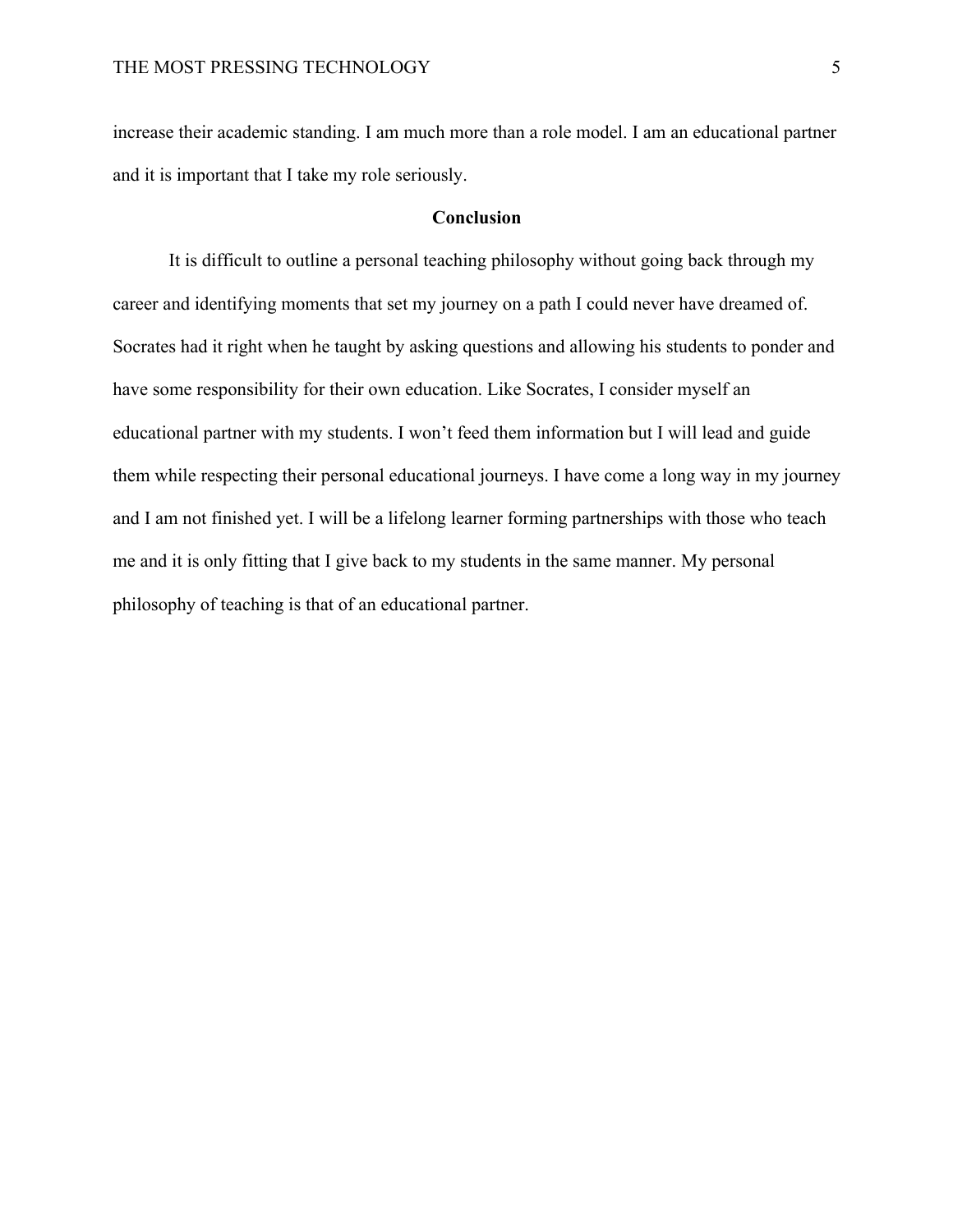increase their academic standing. I am much more than a role model. I am an educational partner and it is important that I take my role seriously.

## Conclusion

It is difficult to outline a personal teaching philosophy without going back through my career and identifying moments that set my journey on a path I could never have dreamed of. Socrates had it right when he taught by asking questions and allowing his students to ponder and have some responsibility for their own education. Like Socrates, I consider myself an educational partner with my students. I won't feed them information but I will lead and guide them while respecting their personal educational journeys. I have come a long way in my journey and I am not finished yet. I will be a lifelong learner forming partnerships with those who teach me and it is only fitting that I give back to my students in the same manner. My personal philosophy of teaching is that of an educational partner.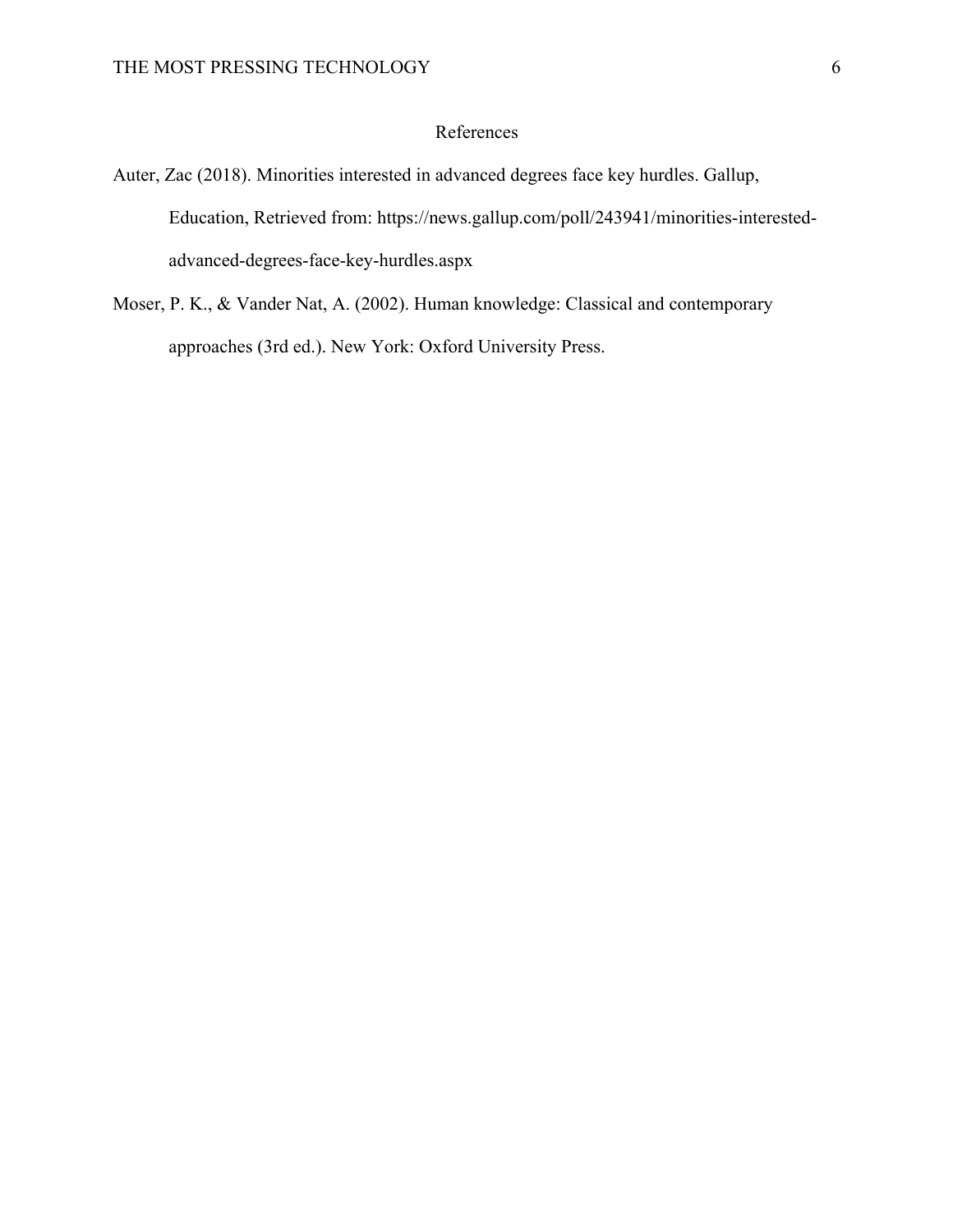# References

Auter, Zac (2018). Minorities interested in advanced degrees face key hurdles. Gallup, Education, Retrieved from: https://news.gallup.com/poll/243941/minorities-interested-advanced-degrees-face-key-hurdles.aspx

Moser, P. K., & Vander Nat, A. (2002). Human knowledge: Classical and contemporary approaches (3rd ed.). New York: Oxford University Press.